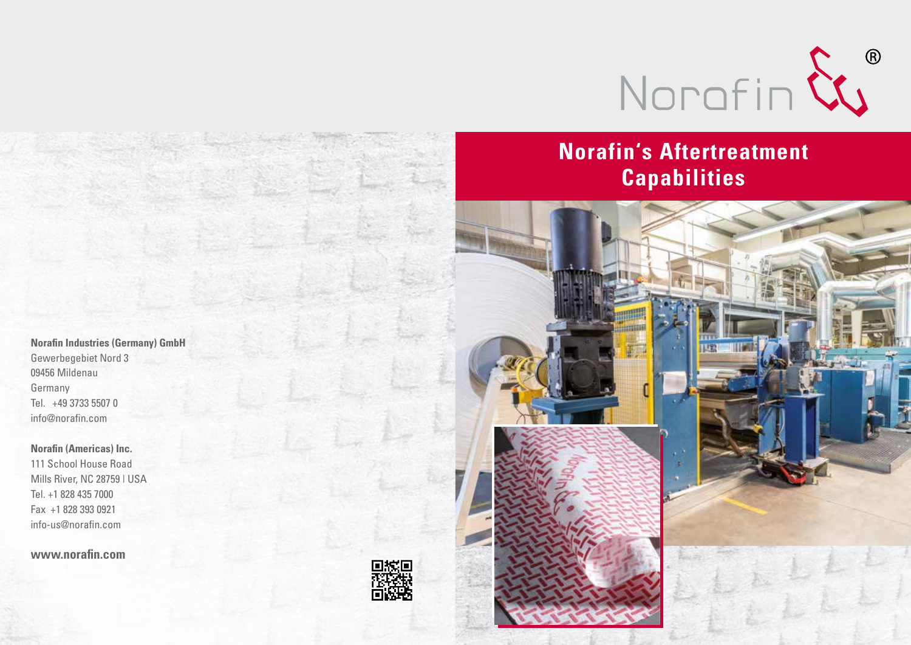# Norafin's Aftertreatment Capabilities

**Norafin Industries (Germany) GmbH**
Gewerbegebiet Nord 3
09456 Mildenau
Germany
Tel. +49 3733 5507 0
info@norafin.com

**Norafin (Americas) Inc.**
111 School House Road
Mills River, NC 28759 | USA
Tel. +1 828 435 7000
Fax +1 828 393 0921
info-us@norafin.com

**www.norafin.com**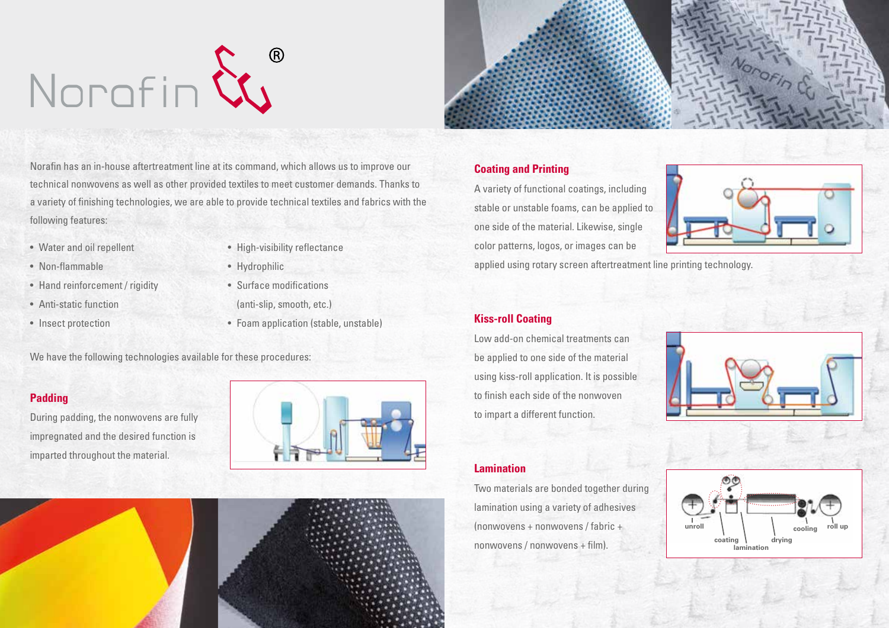# Norafin®

Norafin has an in-house aftertreatment line at its command, which allows us to improve our technical nonwovens as well as other provided textiles to meet customer demands. Thanks to a variety of finishing technologies, we are able to provide technical textiles and fabrics with the following features:

- Water and oil repellent
- Non-flammable
- Hand reinforcement / rigidity
- Anti-static function
- Insect protection
- High-visibility reflectance
- Hydrophilic
- Surface modifications (anti-slip, smooth, etc.)
- Foam application (stable, unstable)

We have the following technologies available for these procedures:

## Padding

During padding, the nonwovens are fully impregnated and the desired function is imparted throughout the material.

## Coating and Printing

A variety of functional coatings, including stable or unstable foams, can be applied to one side of the material. Likewise, single color patterns, logos, or images can be applied using rotary screen aftertreatment line printing technology.

## Kiss-roll Coating

Low add-on chemical treatments can be applied to one side of the material using kiss-roll application. It is possible to finish each side of the nonwoven to impart a different function.

## Lamination

Two materials are bonded together during lamination using a variety of adhesives (nonwovens + nonwovens / fabric + nonwovens / nonwovens + film).

unroll
coating
lamination
drying
cooling
roll up